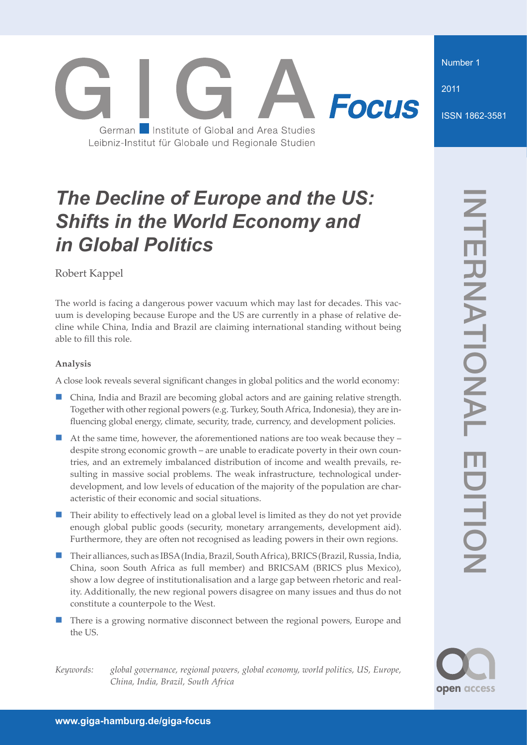GIGA Focus

German Institute of Global and Area Studies
Leibniz-Institut für Globale und Regionale Studien

Number 1

2011

ISSN 1862-3581

INTERNATIONAL EDITION

# *The Decline of Europe and the US: Shifts in the World Economy and in Global Politics*

Robert Kappel

The world is facing a dangerous power vacuum which may last for decades. This vacuum is developing because Europe and the US are currently in a phase of relative decline while China, India and Brazil are claiming international standing without being able to fill this role.

**Analysis**

A close look reveals several significant changes in global politics and the world economy:

- China, India and Brazil are becoming global actors and are gaining relative strength. Together with other regional powers (e.g. Turkey, South Africa, Indonesia), they are influencing global energy, climate, security, trade, currency, and development policies.
- At the same time, however, the aforementioned nations are too weak because they – despite strong economic growth – are unable to eradicate poverty in their own countries, and an extremely imbalanced distribution of income and wealth prevails, resulting in massive social problems. The weak infrastructure, technological underdevelopment, and low levels of education of the majority of the population are characteristic of their economic and social situations.
- Their ability to effectively lead on a global level is limited as they do not yet provide enough global public goods (security, monetary arrangements, development aid). Furthermore, they are often not recognised as leading powers in their own regions.
- Their alliances, such as IBSA (India, Brazil, South Africa), BRICS (Brazil, Russia, India, China, soon South Africa as full member) and BRICSAM (BRICS plus Mexico), show a low degree of institutionalisation and a large gap between rhetoric and reality. Additionally, the new regional powers disagree on many issues and thus do not constitute a counterpole to the West.
- There is a growing normative disconnect between the regional powers, Europe and the US.

*Keywords: global governance, regional powers, global economy, world politics, US, Europe, China, India, Brazil, South Africa*

open access

www.giga-hamburg.de/giga-focus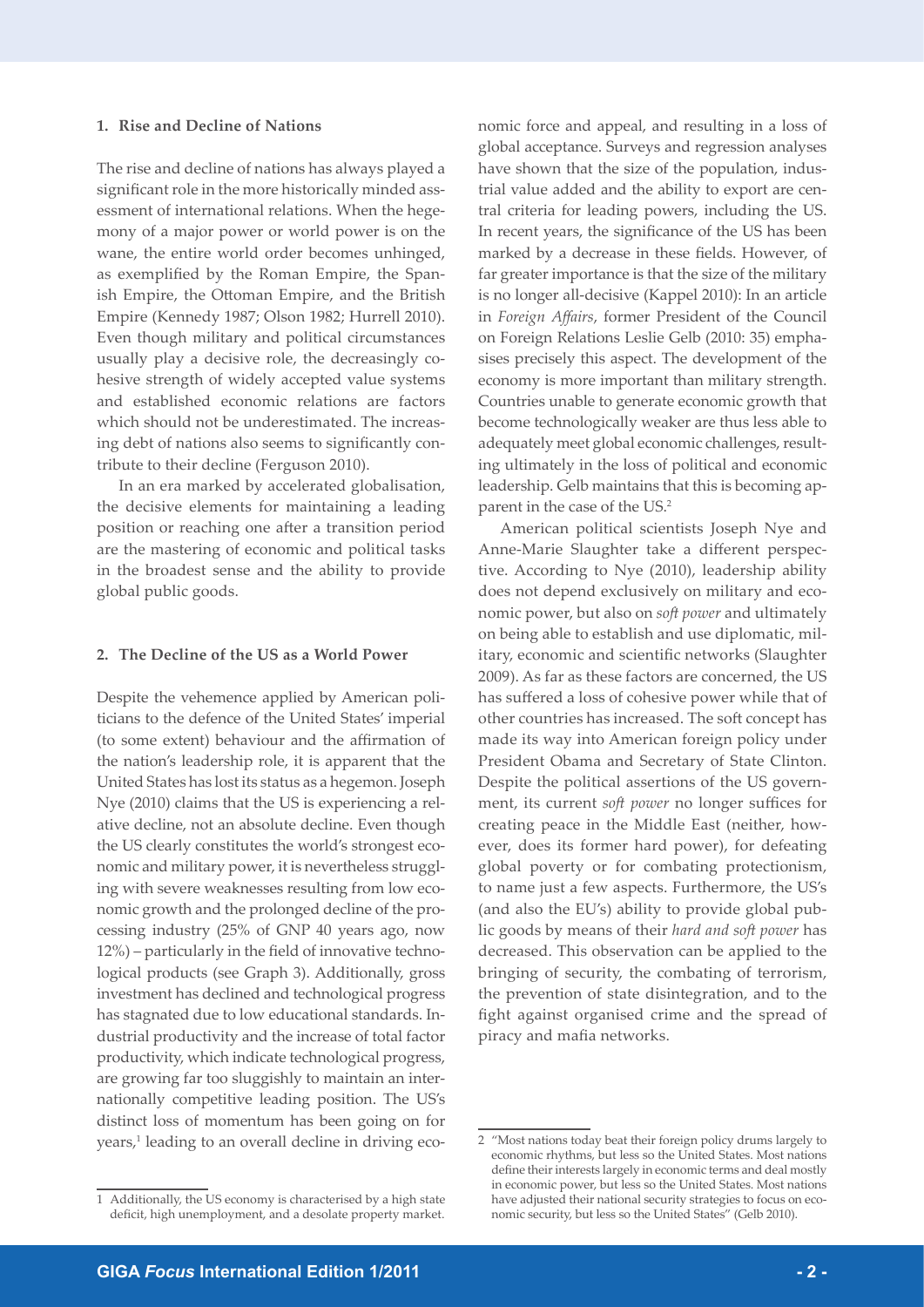## 1. Rise and Decline of Nations

The rise and decline of nations has always played a significant role in the more historically minded assessment of international relations. When the hegemony of a major power or world power is on the wane, the entire world order becomes unhinged, as exemplified by the Roman Empire, the Spanish Empire, the Ottoman Empire, and the British Empire (Kennedy 1987; Olson 1982; Hurrell 2010). Even though military and political circumstances usually play a decisive role, the decreasingly cohesive strength of widely accepted value systems and established economic relations are factors which should not be underestimated. The increasing debt of nations also seems to significantly contribute to their decline (Ferguson 2010).

In an era marked by accelerated globalisation, the decisive elements for maintaining a leading position or reaching one after a transition period are the mastering of economic and political tasks in the broadest sense and the ability to provide global public goods.

## 2. The Decline of the US as a World Power

Despite the vehemence applied by American politicians to the defence of the United States' imperial (to some extent) behaviour and the affirmation of the nation's leadership role, it is apparent that the United States has lost its status as a hegemon. Joseph Nye (2010) claims that the US is experiencing a relative decline, not an absolute decline. Even though the US clearly constitutes the world's strongest economic and military power, it is nevertheless struggling with severe weaknesses resulting from low economic growth and the prolonged decline of the processing industry (25% of GNP 40 years ago, now 12%) – particularly in the field of innovative technological products (see Graph 3). Additionally, gross investment has declined and technological progress has stagnated due to low educational standards. Industrial productivity and the increase of total factor productivity, which indicate technological progress, are growing far too sluggishly to maintain an internationally competitive leading position. The US's distinct loss of momentum has been going on for years,[1] leading to an overall decline in driving economic force and appeal, and resulting in a loss of global acceptance. Surveys and regression analyses have shown that the size of the population, industrial value added and the ability to export are central criteria for leading powers, including the US. In recent years, the significance of the US has been marked by a decrease in these fields. However, of far greater importance is that the size of the military is no longer all-decisive (Kappel 2010): In an article in *Foreign Affairs*, former President of the Council on Foreign Relations Leslie Gelb (2010: 35) emphasises precisely this aspect. The development of the economy is more important than military strength. Countries unable to generate economic growth that become technologically weaker are thus less able to adequately meet global economic challenges, resulting ultimately in the loss of political and economic leadership. Gelb maintains that this is becoming apparent in the case of the US.[2]

American political scientists Joseph Nye and Anne-Marie Slaughter take a different perspective. According to Nye (2010), leadership ability does not depend exclusively on military and economic power, but also on *soft power* and ultimately on being able to establish and use diplomatic, military, economic and scientific networks (Slaughter 2009). As far as these factors are concerned, the US has suffered a loss of cohesive power while that of other countries has increased. The soft concept has made its way into American foreign policy under President Obama and Secretary of State Clinton. Despite the political assertions of the US government, its current *soft power* no longer suffices for creating peace in the Middle East (neither, however, does its former hard power), for defeating global poverty or for combating protectionism, to name just a few aspects. Furthermore, the US's (and also the EU's) ability to provide global public goods by means of their *hard and soft power* has decreased. This observation can be applied to the bringing of security, the combating of terrorism, the prevention of state disintegration, and to the fight against organised crime and the spread of piracy and mafia networks.

---

[1] Additionally, the US economy is characterised by a high state deficit, high unemployment, and a desolate property market.

[2] "Most nations today beat their foreign policy drums largely to economic rhythms, but less so the United States. Most nations define their interests largely in economic terms and deal mostly in economic power, but less so the United States. Most nations have adjusted their national security strategies to focus on economic security, but less so the United States" (Gelb 2010).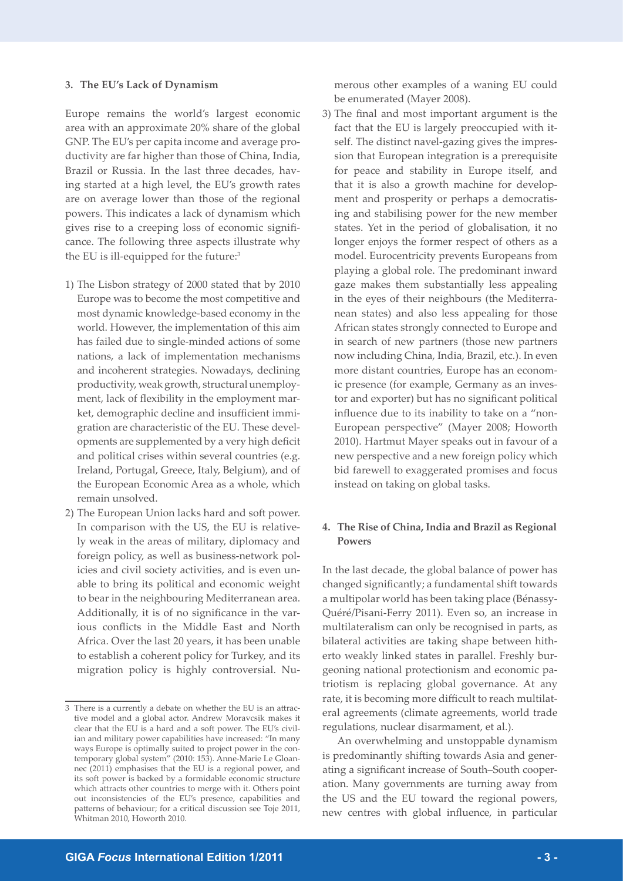### 3. The EU's Lack of Dynamism

Europe remains the world's largest economic area with an approximate 20% share of the global GNP. The EU's per capita income and average productivity are far higher than those of China, India, Brazil or Russia. In the last three decades, having started at a high level, the EU's growth rates are on average lower than those of the regional powers. This indicates a lack of dynamism which gives rise to a creeping loss of economic significance. The following three aspects illustrate why the EU is ill-equipped for the future:[3]

1) The Lisbon strategy of 2000 stated that by 2010 Europe was to become the most competitive and most dynamic knowledge-based economy in the world. However, the implementation of this aim has failed due to single-minded actions of some nations, a lack of implementation mechanisms and incoherent strategies. Nowadays, declining productivity, weak growth, structural unemployment, lack of flexibility in the employment market, demographic decline and insufficient immigration are characteristic of the EU. These developments are supplemented by a very high deficit and political crises within several countries (e.g. Ireland, Portugal, Greece, Italy, Belgium), and of the European Economic Area as a whole, which remain unsolved.
2) The European Union lacks hard and soft power. In comparison with the US, the EU is relatively weak in the areas of military, diplomacy and foreign policy, as well as business-network policies and civil society activities, and is even unable to bring its political and economic weight to bear in the neighbouring Mediterranean area. Additionally, it is of no significance in the various conflicts in the Middle East and North Africa. Over the last 20 years, it has been unable to establish a coherent policy for Turkey, and its migration policy is highly controversial. Numerous other examples of a waning EU could be enumerated (Mayer 2008).
3) The final and most important argument is the fact that the EU is largely preoccupied with itself. The distinct navel-gazing gives the impression that European integration is a prerequisite for peace and stability in Europe itself, and that it is also a growth machine for development and prosperity or perhaps a democratising and stabilising power for the new member states. Yet in the period of globalisation, it no longer enjoys the former respect of others as a model. Eurocentricity prevents Europeans from playing a global role. The predominant inward gaze makes them substantially less appealing in the eyes of their neighbours (the Mediterranean states) and also less appealing for those African states strongly connected to Europe and in search of new partners (those new partners now including China, India, Brazil, etc.). In even more distant countries, Europe has an economic presence (for example, Germany as an investor and exporter) but has no significant political influence due to its inability to take on a "non-European perspective" (Mayer 2008; Howorth 2010). Hartmut Mayer speaks out in favour of a new perspective and a new foreign policy which bid farewell to exaggerated promises and focus instead on taking on global tasks.

### 4. The Rise of China, India and Brazil as Regional Powers

In the last decade, the global balance of power has changed significantly; a fundamental shift towards a multipolar world has been taking place (Bénassy-Quéré/Pisani-Ferry 2011). Even so, an increase in multilateralism can only be recognised in parts, as bilateral activities are taking shape between hitherto weakly linked states in parallel. Freshly burgeoning national protectionism and economic patriotism is replacing global governance. At any rate, it is becoming more difficult to reach multilateral agreements (climate agreements, world trade regulations, nuclear disarmament, et al.).

An overwhelming and unstoppable dynamism is predominantly shifting towards Asia and generating a significant increase of South–South cooperation. Many governments are turning away from the US and the EU toward the regional powers, new centres with global influence, in particular

---

[3] There is a currently a debate on whether the EU is an attractive model and a global actor. Andrew Moravcsik makes it clear that the EU is a hard and a soft power. The EU's civilian and military power capabilities have increased: "In many ways Europe is optimally suited to project power in the contemporary global system" (2010: 153). Anne-Marie Le Gloannec (2011) emphasises that the EU is a regional power, and its soft power is backed by a formidable economic structure which attracts other countries to merge with it. Others point out inconsistencies of the EU's presence, capabilities and patterns of behaviour; for a critical discussion see Toje 2011, Whitman 2010, Howorth 2010.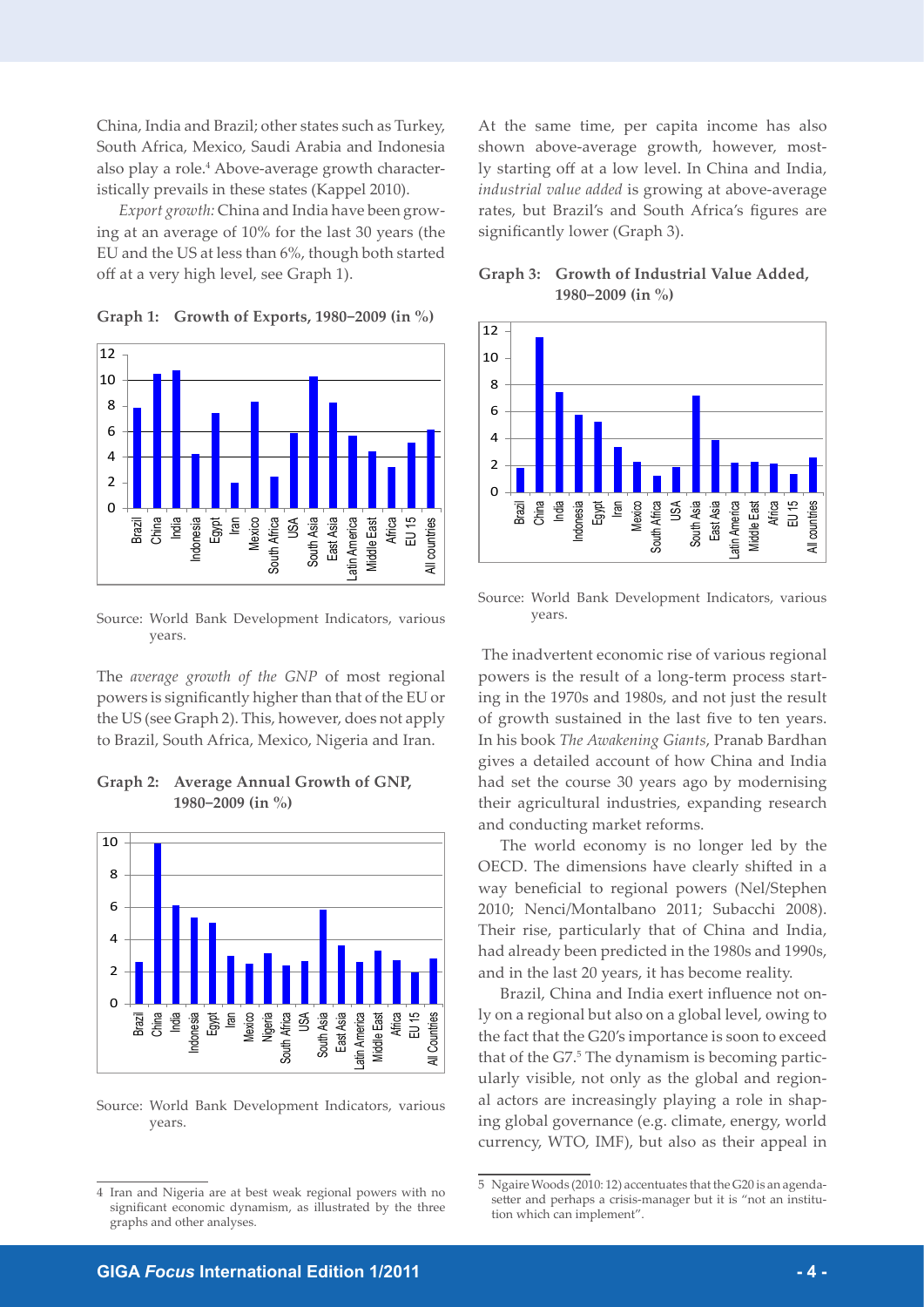China, India and Brazil; other states such as Turkey, South Africa, Mexico, Saudi Arabia and Indonesia also play a role.[4] Above-average growth characteristically prevails in these states (Kappel 2010).

*Export growth:* China and India have been growing at an average of 10% for the last 30 years (the EU and the US at less than 6%, though both started off at a very high level, see Graph 1).

**Graph 1: Growth of Exports, 1980–2009 (in %)**

12
10
8
6
4
2
0

Brazil, China, India, Indonesia, Egypt, Iran, Mexico, South Africa, USA, South Asia, East Asia, Latin America, Middle East, Africa, EU 15, All countries

Source: World Bank Development Indicators, various years.

The *average growth of the GNP* of most regional powers is significantly higher than that of the EU or the US (see Graph 2). This, however, does not apply to Brazil, South Africa, Mexico, Nigeria and Iran.

**Graph 2: Average Annual Growth of GNP, 1980–2009 (in %)**

10
8
6
4
2
0

Brazil, China, India, Indonesia, Egypt, Iran, Mexico, Nigeria, South Africa, USA, South Asia, East Asia, Latin America, Middle East, Africa, EU 15, All Countries

Source: World Bank Development Indicators, various years.

At the same time, per capita income has also shown above-average growth, however, mostly starting off at a low level. In China and India, *industrial value added* is growing at above-average rates, but Brazil's and South Africa's figures are significantly lower (Graph 3).

**Graph 3: Growth of Industrial Value Added, 1980–2009 (in %)**

12
10
8
6
4
2
0

Brazil, China, India, Indonesia, Egypt, Iran, Mexico, South Africa, USA, South Asia, East Asia, Latin America, Middle East, Africa, EU 15, All countries

Source: World Bank Development Indicators, various years.

The inadvertent economic rise of various regional powers is the result of a long-term process starting in the 1970s and 1980s, and not just the result of growth sustained in the last five to ten years. In his book *The Awakening Giants*, Pranab Bardhan gives a detailed account of how China and India had set the course 30 years ago by modernising their agricultural industries, expanding research and conducting market reforms.

The world economy is no longer led by the OECD. The dimensions have clearly shifted in a way beneficial to regional powers (Nel/Stephen 2010; Nenci/Montalbano 2011; Subacchi 2008). Their rise, particularly that of China and India, had already been predicted in the 1980s and 1990s, and in the last 20 years, it has become reality.

Brazil, China and India exert influence not only on a regional but also on a global level, owing to the fact that the G20's importance is soon to exceed that of the G7.[5] The dynamism is becoming particularly visible, not only as the global and regional actors are increasingly playing a role in shaping global governance (e.g. climate, energy, world currency, WTO, IMF), but also as their appeal in

---

4 Iran and Nigeria are at best weak regional powers with no significant economic dynamism, as illustrated by the three graphs and other analyses.

5 Ngaire Woods (2010: 12) accentuates that the G20 is an agenda-setter and perhaps a crisis-manager but it is "not an institution which can implement".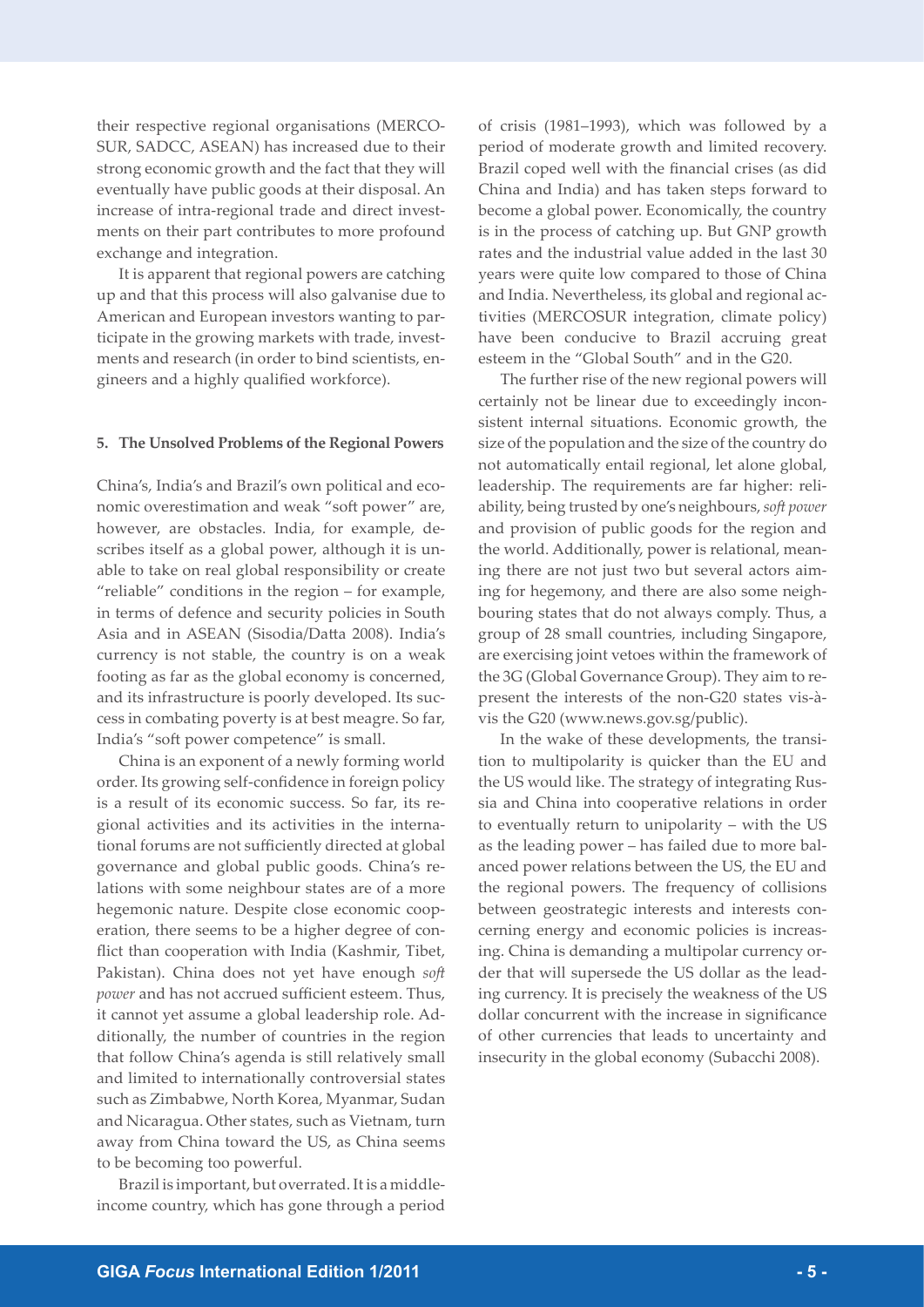their respective regional organisations (MERCOSUR, SADCC, ASEAN) has increased due to their strong economic growth and the fact that they will eventually have public goods at their disposal. An increase of intra-regional trade and direct investments on their part contributes to more profound exchange and integration.

It is apparent that regional powers are catching up and that this process will also galvanise due to American and European investors wanting to participate in the growing markets with trade, investments and research (in order to bind scientists, engineers and a highly qualified workforce).

## 5. The Unsolved Problems of the Regional Powers

China's, India's and Brazil's own political and economic overestimation and weak "soft power" are, however, are obstacles. India, for example, describes itself as a global power, although it is unable to take on real global responsibility or create "reliable" conditions in the region – for example, in terms of defence and security policies in South Asia and in ASEAN (Sisodia/Datta 2008). India's currency is not stable, the country is on a weak footing as far as the global economy is concerned, and its infrastructure is poorly developed. Its success in combating poverty is at best meagre. So far, India's "soft power competence" is small.

China is an exponent of a newly forming world order. Its growing self-confidence in foreign policy is a result of its economic success. So far, its regional activities and its activities in the international forums are not sufficiently directed at global governance and global public goods. China's relations with some neighbour states are of a more hegemonic nature. Despite close economic cooperation, there seems to be a higher degree of conflict than cooperation with India (Kashmir, Tibet, Pakistan). China does not yet have enough *soft power* and has not accrued sufficient esteem. Thus, it cannot yet assume a global leadership role. Additionally, the number of countries in the region that follow China's agenda is still relatively small and limited to internationally controversial states such as Zimbabwe, North Korea, Myanmar, Sudan and Nicaragua. Other states, such as Vietnam, turn away from China toward the US, as China seems to be becoming too powerful.

Brazil is important, but overrated. It is a middle-income country, which has gone through a period of crisis (1981–1993), which was followed by a period of moderate growth and limited recovery. Brazil coped well with the financial crises (as did China and India) and has taken steps forward to become a global power. Economically, the country is in the process of catching up. But GNP growth rates and the industrial value added in the last 30 years were quite low compared to those of China and India. Nevertheless, its global and regional activities (MERCOSUR integration, climate policy) have been conducive to Brazil accruing great esteem in the "Global South" and in the G20.

The further rise of the new regional powers will certainly not be linear due to exceedingly inconsistent internal situations. Economic growth, the size of the population and the size of the country do not automatically entail regional, let alone global, leadership. The requirements are far higher: reliability, being trusted by one's neighbours, *soft power* and provision of public goods for the region and the world. Additionally, power is relational, meaning there are not just two but several actors aiming for hegemony, and there are also some neighbouring states that do not always comply. Thus, a group of 28 small countries, including Singapore, are exercising joint vetoes within the framework of the 3G (Global Governance Group). They aim to represent the interests of the non-G20 states vis-à-vis the G20 (www.news.gov.sg/public).

In the wake of these developments, the transition to multipolarity is quicker than the EU and the US would like. The strategy of integrating Russia and China into cooperative relations in order to eventually return to unipolarity – with the US as the leading power – has failed due to more balanced power relations between the US, the EU and the regional powers. The frequency of collisions between geostrategic interests and interests concerning energy and economic policies is increasing. China is demanding a multipolar currency order that will supersede the US dollar as the leading currency. It is precisely the weakness of the US dollar concurrent with the increase in significance of other currencies that leads to uncertainty and insecurity in the global economy (Subacchi 2008).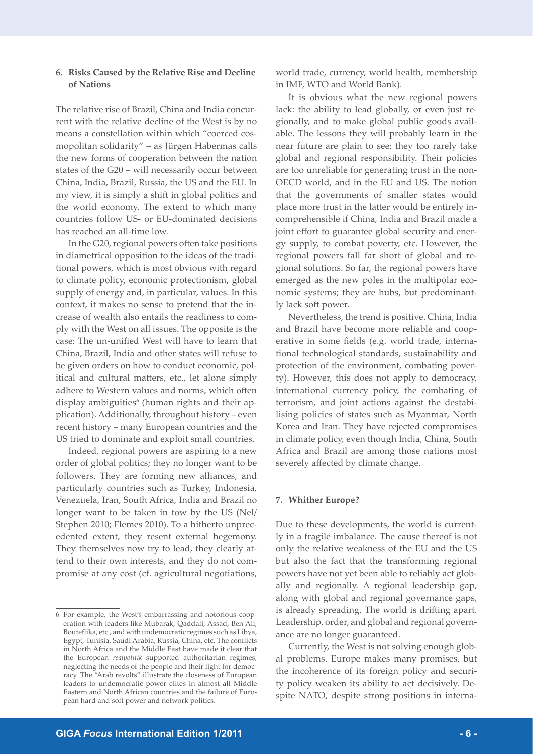## 6. Risks Caused by the Relative Rise and Decline of Nations

The relative rise of Brazil, China and India concurrent with the relative decline of the West is by no means a constellation within which "coerced cosmopolitan solidarity" – as Jürgen Habermas calls the new forms of cooperation between the nation states of the G20 – will necessarily occur between China, India, Brazil, Russia, the US and the EU. In my view, it is simply a shift in global politics and the world economy. The extent to which many countries follow US- or EU-dominated decisions has reached an all-time low.

In the G20, regional powers often take positions in diametrical opposition to the ideas of the traditional powers, which is most obvious with regard to climate policy, economic protectionism, global supply of energy and, in particular, values. In this context, it makes no sense to pretend that the increase of wealth also entails the readiness to comply with the West on all issues. The opposite is the case: The un-unified West will have to learn that China, Brazil, India and other states will refuse to be given orders on how to conduct economic, political and cultural matters, etc., let alone simply adhere to Western values and norms, which often display ambiguities[6] (human rights and their application). Additionally, throughout history – even recent history – many European countries and the US tried to dominate and exploit small countries.

Indeed, regional powers are aspiring to a new order of global politics; they no longer want to be followers. They are forming new alliances, and particularly countries such as Turkey, Indonesia, Venezuela, Iran, South Africa, India and Brazil no longer want to be taken in tow by the US (Nel/Stephen 2010; Flemes 2010). To a hitherto unprecedented extent, they resent external hegemony. They themselves now try to lead, they clearly attend to their own interests, and they do not compromise at any cost (cf. agricultural negotiations, world trade, currency, world health, membership in IMF, WTO and World Bank).

It is obvious what the new regional powers lack: the ability to lead globally, or even just regionally, and to make global public goods available. The lessons they will probably learn in the near future are plain to see; they too rarely take global and regional responsibility. Their policies are too unreliable for generating trust in the non-OECD world, and in the EU and US. The notion that the governments of smaller states would place more trust in the latter would be entirely incomprehensible if China, India and Brazil made a joint effort to guarantee global security and energy supply, to combat poverty, etc. However, the regional powers fall far short of global and regional solutions. So far, the regional powers have emerged as the new poles in the multipolar economic systems; they are hubs, but predominantly lack soft power.

Nevertheless, the trend is positive. China, India and Brazil have become more reliable and cooperative in some fields (e.g. world trade, international technological standards, sustainability and protection of the environment, combating poverty). However, this does not apply to democracy, international currency policy, the combating of terrorism, and joint actions against the destabilising policies of states such as Myanmar, North Korea and Iran. They have rejected compromises in climate policy, even though India, China, South Africa and Brazil are among those nations most severely affected by climate change.

## 7. Whither Europe?

Due to these developments, the world is currently in a fragile imbalance. The cause thereof is not only the relative weakness of the EU and the US but also the fact that the transforming regional powers have not yet been able to reliably act globally and regionally. A regional leadership gap, along with global and regional governance gaps, is already spreading. The world is drifting apart. Leadership, order, and global and regional governance are no longer guaranteed.

Currently, the West is not solving enough global problems. Europe makes many promises, but the incoherence of its foreign policy and security policy weaken its ability to act decisively. Despite NATO, despite strong positions in interna-

---

6 For example, the West's embarrassing and notorious cooperation with leaders like Mubarak, Qaddafi, Assad, Ben Ali, Bouteflika, etc., and with undemocratic regimes such as Libya, Egypt, Tunisia, Saudi Arabia, Russia, China, etc. The conflicts in North Africa and the Middle East have made it clear that the European *realpolitik* supported authoritarian regimes, neglecting the needs of the people and their fight for democracy. The "Arab revolts" illustrate the closeness of European leaders to undemocratic power elites in almost all Middle Eastern and North African countries and the failure of European hard and soft power and network politics.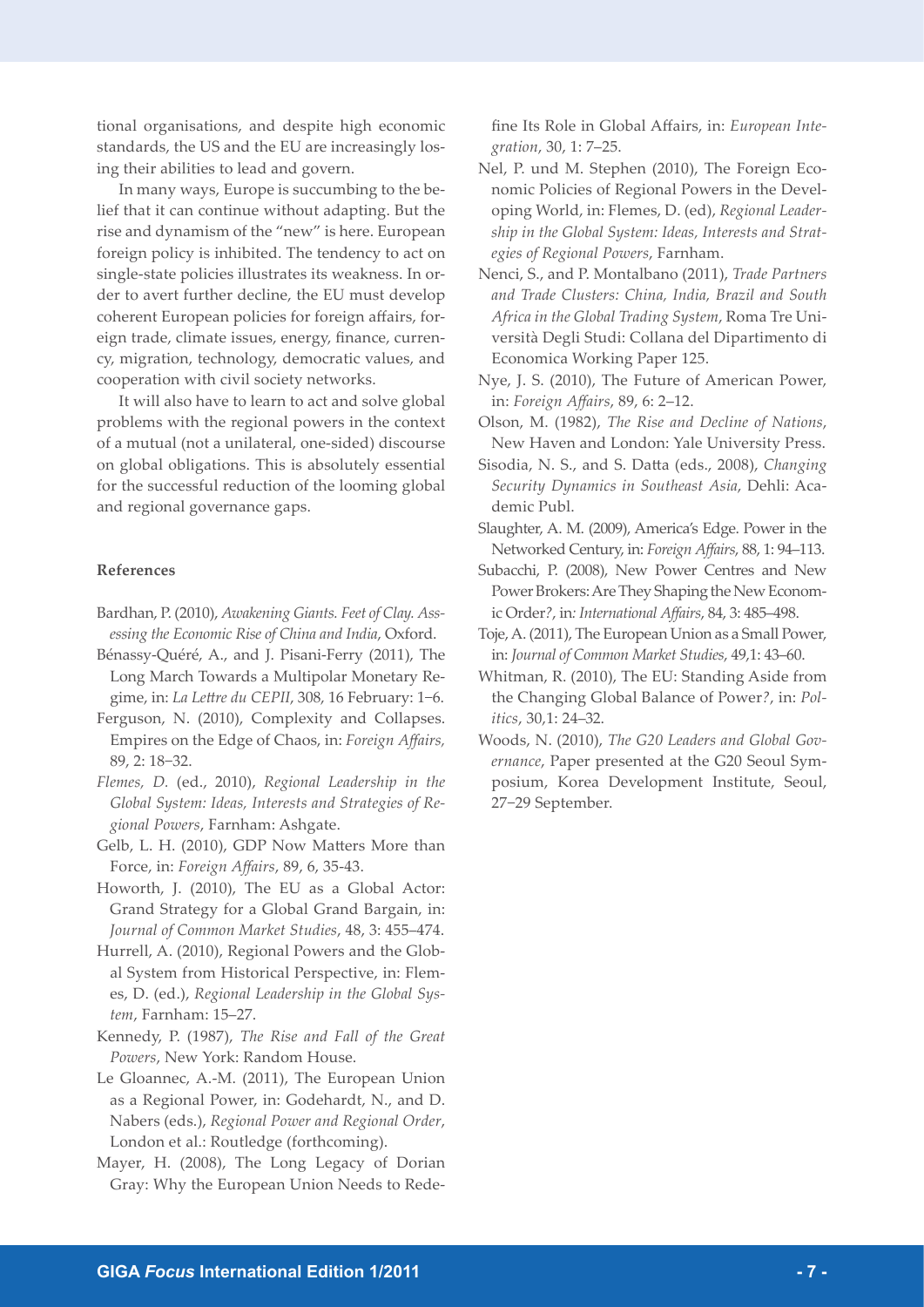tional organisations, and despite high economic standards, the US and the EU are increasingly losing their abilities to lead and govern.

In many ways, Europe is succumbing to the belief that it can continue without adapting. But the rise and dynamism of the "new" is here. European foreign policy is inhibited. The tendency to act on single-state policies illustrates its weakness. In order to avert further decline, the EU must develop coherent European policies for foreign affairs, foreign trade, climate issues, energy, finance, currency, migration, technology, democratic values, and cooperation with civil society networks.

It will also have to learn to act and solve global problems with the regional powers in the context of a mutual (not a unilateral, one-sided) discourse on global obligations. This is absolutely essential for the successful reduction of the looming global and regional governance gaps.

#### References

Bardhan, P. (2010), *Awakening Giants. Feet of Clay. Assessing the Economic Rise of China and India*, Oxford.

Bénassy-Quéré, A., and J. Pisani-Ferry (2011), The Long March Towards a Multipolar Monetary Regime, in: *La Lettre du CEPII*, 308, 16 February: 1–6.

Ferguson, N. (2010), Complexity and Collapses. Empires on the Edge of Chaos, in: *Foreign Affairs,* 89, 2: 18–32.

*Flemes, D.* (ed., 2010), *Regional Leadership in the Global System: Ideas, Interests and Strategies of Regional Powers*, Farnham: Ashgate.

Gelb, L. H. (2010), GDP Now Matters More than Force, in: *Foreign Affairs*, 89, 6, 35-43.

Howorth, J. (2010), The EU as a Global Actor: Grand Strategy for a Global Grand Bargain, in: *Journal of Common Market Studies*, 48, 3: 455–474.

Hurrell, A. (2010), Regional Powers and the Global System from Historical Perspective, in: Flemes, D. (ed.), *Regional Leadership in the Global System*, Farnham: 15–27.

Kennedy, P. (1987), *The Rise and Fall of the Great Powers*, New York: Random House.

Le Gloannec, A.-M. (2011), The European Union as a Regional Power, in: Godehardt, N., and D. Nabers (eds.), *Regional Power and Regional Order*, London et al.: Routledge (forthcoming).

Mayer, H. (2008), The Long Legacy of Dorian Gray: Why the European Union Needs to Redefine Its Role in Global Affairs, in: *European Integration*, 30, 1: 7–25.

Nel, P. und M. Stephen (2010), The Foreign Economic Policies of Regional Powers in the Developing World, in: Flemes, D. (ed), *Regional Leadership in the Global System: Ideas, Interests and Strategies of Regional Powers*, Farnham.

Nenci, S., and P. Montalbano (2011), *Trade Partners and Trade Clusters: China, India, Brazil and South Africa in the Global Trading System*, Roma Tre Università Degli Studi: Collana del Dipartimento di Economica Working Paper 125.

Nye, J. S. (2010), The Future of American Power, in: *Foreign Affairs*, 89, 6: 2–12.

Olson, M. (1982), *The Rise and Decline of Nations*, New Haven and London: Yale University Press.

Sisodia, N. S., and S. Datta (eds., 2008), *Changing Security Dynamics in Southeast Asia*, Dehli: Academic Publ.

Slaughter, A. M. (2009), America's Edge. Power in the Networked Century, in: *Foreign Affairs*, 88, 1: 94–113.

Subacchi, P. (2008), New Power Centres and New Power Brokers: Are They Shaping the New Economic Order?, in: *International Affairs*, 84, 3: 485–498.

Toje, A. (2011), The European Union as a Small Power, in: *Journal of Common Market Studies*, 49,1: 43–60.

Whitman, R. (2010), The EU: Standing Aside from the Changing Global Balance of Power?, in: *Politics*, 30,1: 24–32.

Woods, N. (2010), *The G20 Leaders and Global Governance*, Paper presented at the G20 Seoul Symposium, Korea Development Institute, Seoul, 27–29 September.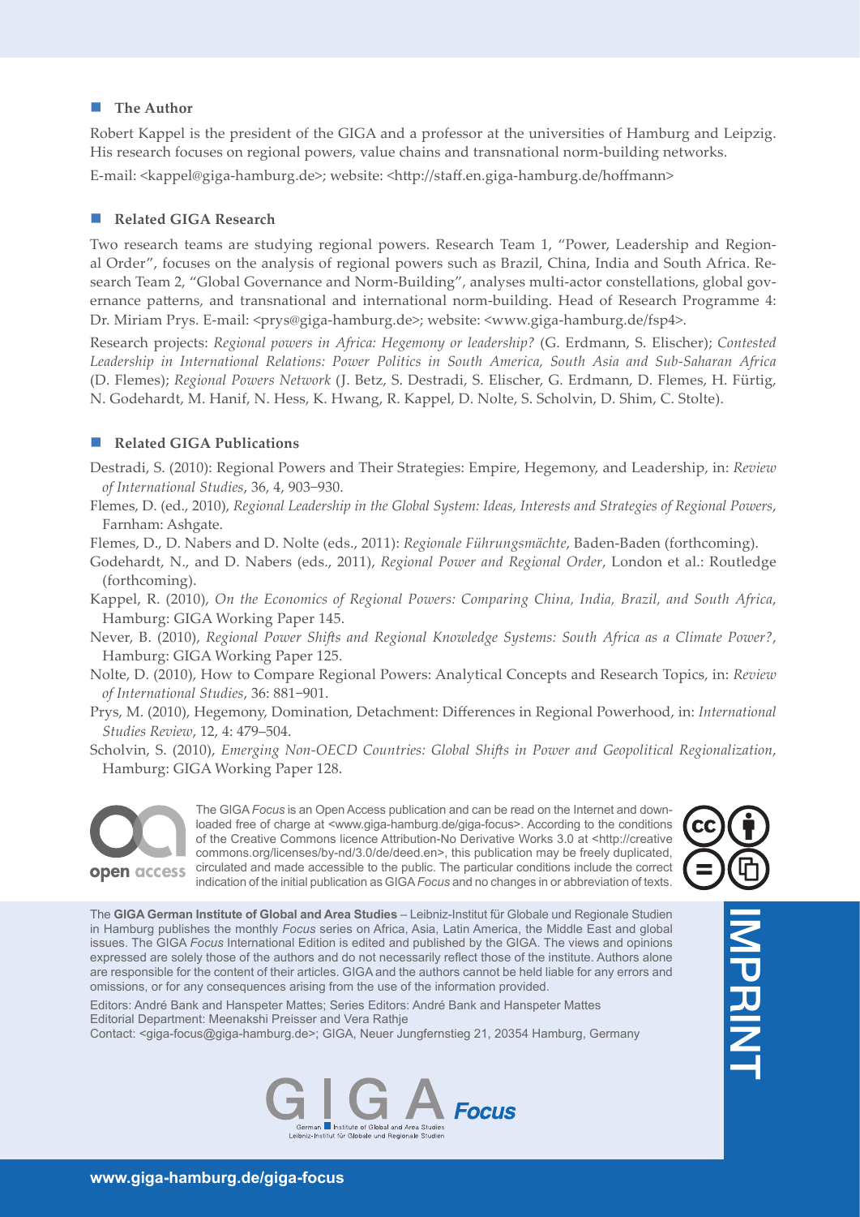## The Author

Robert Kappel is the president of the GIGA and a professor at the universities of Hamburg and Leipzig. His research focuses on regional powers, value chains and transnational norm-building networks.

E-mail: <kappel@giga-hamburg.de>; website: <http://staff.en.giga-hamburg.de/hoffmann>

## Related GIGA Research

Two research teams are studying regional powers. Research Team 1, "Power, Leadership and Regional Order", focuses on the analysis of regional powers such as Brazil, China, India and South Africa. Research Team 2, "Global Governance and Norm-Building", analyses multi-actor constellations, global governance patterns, and transnational and international norm-building. Head of Research Programme 4: Dr. Miriam Prys. E-mail: <prys@giga-hamburg.de>; website: <www.giga-hamburg.de/fsp4>.

Research projects: *Regional powers in Africa: Hegemony or leadership?* (G. Erdmann, S. Elischer); *Contested Leadership in International Relations: Power Politics in South America, South Asia and Sub-Saharan Africa* (D. Flemes); *Regional Powers Network* (J. Betz, S. Destradi, S. Elischer, G. Erdmann, D. Flemes, H. Fürtig, N. Godehardt, M. Hanif, N. Hess, K. Hwang, R. Kappel, D. Nolte, S. Scholvin, D. Shim, C. Stolte).

## Related GIGA Publications

Destradi, S. (2010): Regional Powers and Their Strategies: Empire, Hegemony, and Leadership, in: *Review of International Studies*, 36, 4, 903–930.

Flemes, D. (ed., 2010), *Regional Leadership in the Global System: Ideas, Interests and Strategies of Regional Powers*, Farnham: Ashgate.

Flemes, D., D. Nabers and D. Nolte (eds., 2011): *Regionale Führungsmächte*, Baden-Baden (forthcoming).

Godehardt, N., and D. Nabers (eds., 2011), *Regional Power and Regional Order*, London et al.: Routledge (forthcoming).

Kappel, R. (2010), *On the Economics of Regional Powers: Comparing China, India, Brazil, and South Africa*, Hamburg: GIGA Working Paper 145.

Never, B. (2010), *Regional Power Shifts and Regional Knowledge Systems: South Africa as a Climate Power?*, Hamburg: GIGA Working Paper 125.

Nolte, D. (2010), How to Compare Regional Powers: Analytical Concepts and Research Topics, in: *Review of International Studies*, 36: 881–901.

Prys, M. (2010), Hegemony, Domination, Detachment: Differences in Regional Powerhood, in: *International Studies Review*, 12, 4: 479–504.

Scholvin, S. (2010), *Emerging Non-OECD Countries: Global Shifts in Power and Geopolitical Regionalization*, Hamburg: GIGA Working Paper 128.

open access

The GIGA *Focus* is an Open Access publication and can be read on the Internet and downloaded free of charge at <www.giga-hamburg.de/giga-focus>. According to the conditions of the Creative Commons licence Attribution-No Derivative Works 3.0 at <http://creativecommons.org/licenses/by-nd/3.0/de/deed.en>, this publication may be freely duplicated, circulated and made accessible to the public. The particular conditions include the correct indication of the initial publication as GIGA *Focus* and no changes in or abbreviation of texts.

The **GIGA German Institute of Global and Area Studies** – Leibniz-Institut für Globale und Regionale Studien in Hamburg publishes the monthly *Focus* series on Africa, Asia, Latin America, the Middle East and global issues. The GIGA *Focus* International Edition is edited and published by the GIGA. The views and opinions expressed are solely those of the authors and do not necessarily reflect those of the institute. Authors alone are responsible for the content of their articles. GIGA and the authors cannot be held liable for any errors and omissions, or for any consequences arising from the use of the information provided.

Editors: André Bank and Hanspeter Mattes; Series Editors: André Bank and Hanspeter Mattes
Editorial Department: Meenakshi Preisser and Vera Rathje
Contact: <giga-focus@giga-hamburg.de>; GIGA, Neuer Jungfernstieg 21, 20354 Hamburg, Germany

IMPRINT

GIGA *Focus*
German Institute of Global and Area Studies
Leibniz-Institut für Globale und Regionale Studien

www.giga-hamburg.de/giga-focus